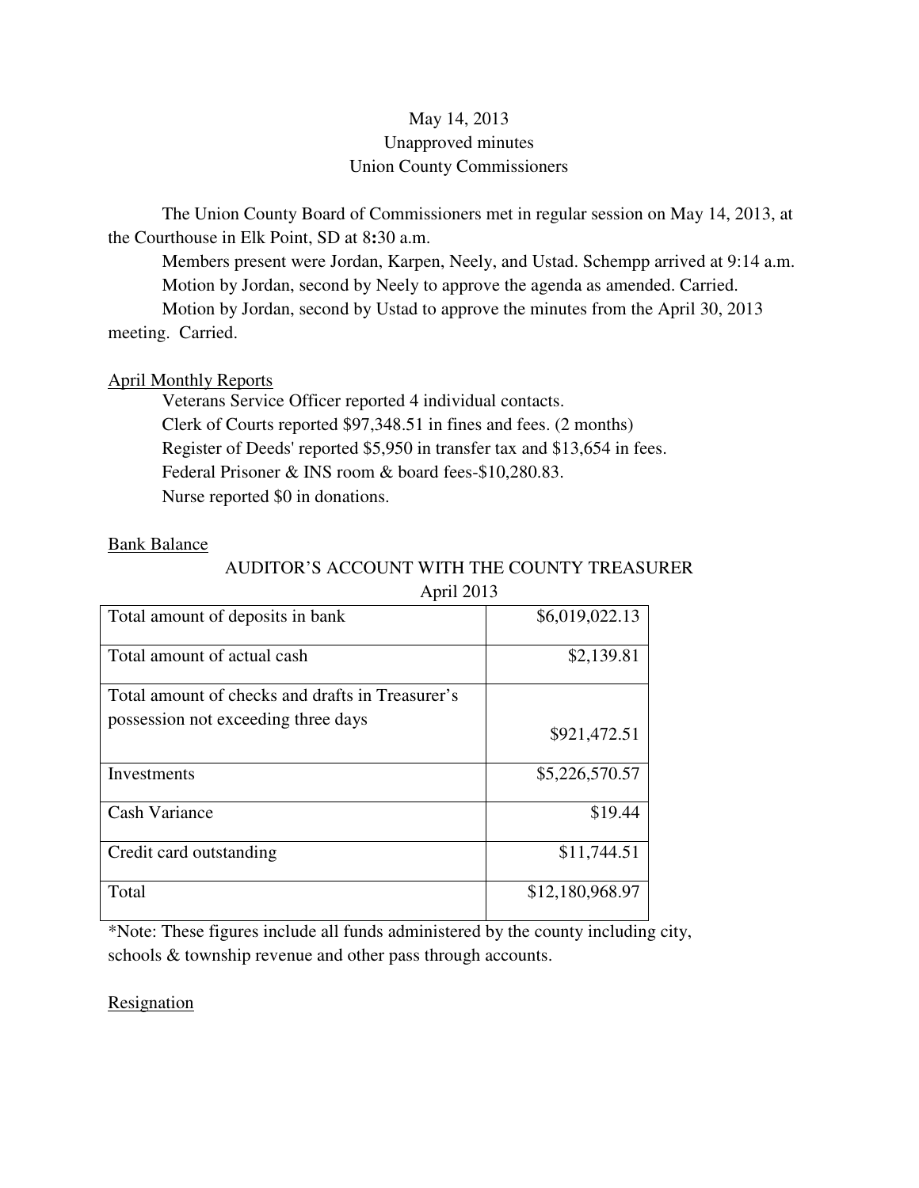May 14, 2013
Unapproved minutes
Union County Commissioners

The Union County Board of Commissioners met in regular session on May 14, 2013, at the Courthouse in Elk Point, SD at 8:30 a.m.

Members present were Jordan, Karpen, Neely, and Ustad. Schempp arrived at 9:14 a.m.

Motion by Jordan, second by Neely to approve the agenda as amended. Carried.

Motion by Jordan, second by Ustad to approve the minutes from the April 30, 2013 meeting. Carried.

<u>April Monthly Reports</u>

Veterans Service Officer reported 4 individual contacts.

Clerk of Courts reported $97,348.51 in fines and fees. (2 months)

Register of Deeds' reported $5,950 in transfer tax and $13,654 in fees.

Federal Prisoner & INS room & board fees-$10,280.83.

Nurse reported $0 in donations.

<u>Bank Balance</u>

AUDITOR'S ACCOUNT WITH THE COUNTY TREASURER
April 2013

| | |
|---|---|
| Total amount of deposits in bank | $6,019,022.13 |
| Total amount of actual cash | $2,139.81 |
| Total amount of checks and drafts in Treasurer's possession not exceeding three days | $921,472.51 |
| Investments | $5,226,570.57 |
| Cash Variance | $19.44 |
| Credit card outstanding | $11,744.51 |
| Total | $12,180,968.97 |

*Note: These figures include all funds administered by the county including city, schools & township revenue and other pass through accounts.

<u>Resignation</u>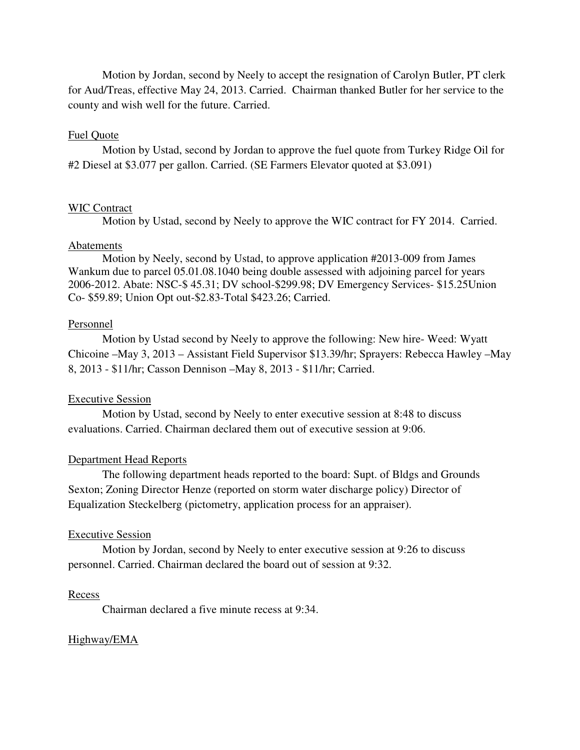Motion by Jordan, second by Neely to accept the resignation of Carolyn Butler, PT clerk for Aud/Treas, effective May 24, 2013. Carried. Chairman thanked Butler for her service to the county and wish well for the future. Carried.

Fuel Quote

Motion by Ustad, second by Jordan to approve the fuel quote from Turkey Ridge Oil for #2 Diesel at $3.077 per gallon. Carried. (SE Farmers Elevator quoted at $3.091)

WIC Contract

Motion by Ustad, second by Neely to approve the WIC contract for FY 2014. Carried.

Abatements

Motion by Neely, second by Ustad, to approve application #2013-009 from James Wankum due to parcel 05.01.08.1040 being double assessed with adjoining parcel for years 2006-2012. Abate: NSC-$ 45.31; DV school-$299.98; DV Emergency Services- $15.25Union Co- $59.89; Union Opt out-$2.83-Total $423.26; Carried.

Personnel

Motion by Ustad second by Neely to approve the following: New hire- Weed: Wyatt Chicoine –May 3, 2013 – Assistant Field Supervisor $13.39/hr; Sprayers: Rebecca Hawley –May 8, 2013 - $11/hr; Casson Dennison –May 8, 2013 - $11/hr; Carried.

Executive Session

Motion by Ustad, second by Neely to enter executive session at 8:48 to discuss evaluations. Carried. Chairman declared them out of executive session at 9:06.

Department Head Reports

The following department heads reported to the board: Supt. of Bldgs and Grounds Sexton; Zoning Director Henze (reported on storm water discharge policy) Director of Equalization Steckelberg (pictometry, application process for an appraiser).

Executive Session

Motion by Jordan, second by Neely to enter executive session at 9:26 to discuss personnel. Carried. Chairman declared the board out of session at 9:32.

Recess

Chairman declared a five minute recess at 9:34.

Highway/EMA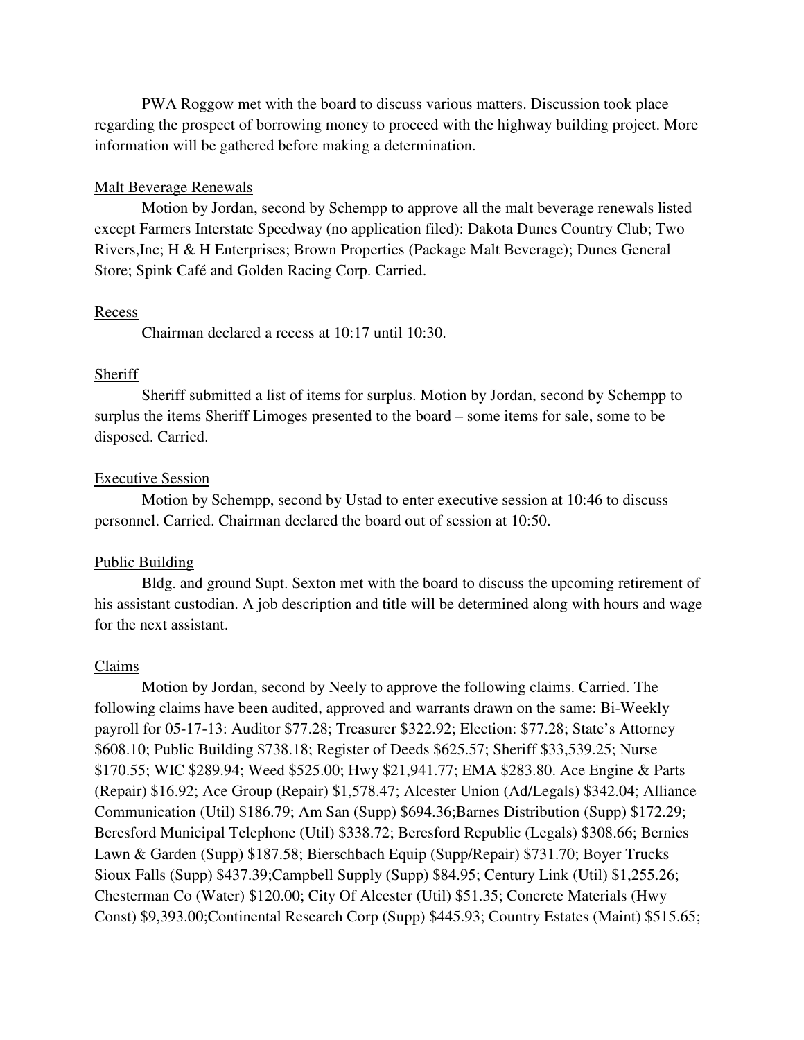PWA Roggow met with the board to discuss various matters. Discussion took place regarding the prospect of borrowing money to proceed with the highway building project. More information will be gathered before making a determination.

## Malt Beverage Renewals

Motion by Jordan, second by Schempp to approve all the malt beverage renewals listed except Farmers Interstate Speedway (no application filed): Dakota Dunes Country Club; Two Rivers,Inc; H & H Enterprises; Brown Properties (Package Malt Beverage); Dunes General Store; Spink Café and Golden Racing Corp. Carried.

## Recess

Chairman declared a recess at 10:17 until 10:30.

## Sheriff

Sheriff submitted a list of items for surplus. Motion by Jordan, second by Schempp to surplus the items Sheriff Limoges presented to the board – some items for sale, some to be disposed. Carried.

## Executive Session

Motion by Schempp, second by Ustad to enter executive session at 10:46 to discuss personnel. Carried. Chairman declared the board out of session at 10:50.

## Public Building

Bldg. and ground Supt. Sexton met with the board to discuss the upcoming retirement of his assistant custodian. A job description and title will be determined along with hours and wage for the next assistant.

## Claims

Motion by Jordan, second by Neely to approve the following claims. Carried. The following claims have been audited, approved and warrants drawn on the same: Bi-Weekly payroll for 05-17-13: Auditor $77.28; Treasurer $322.92; Election: $77.28; State's Attorney $608.10; Public Building $738.18; Register of Deeds $625.57; Sheriff $33,539.25; Nurse $170.55; WIC $289.94; Weed $525.00; Hwy $21,941.77; EMA $283.80. Ace Engine & Parts (Repair) $16.92; Ace Group (Repair) $1,578.47; Alcester Union (Ad/Legals) $342.04; Alliance Communication (Util) $186.79; Am San (Supp) $694.36;Barnes Distribution (Supp) $172.29; Beresford Municipal Telephone (Util) $338.72; Beresford Republic (Legals) $308.66; Bernies Lawn & Garden (Supp) $187.58; Bierschbach Equip (Supp/Repair) $731.70; Boyer Trucks Sioux Falls (Supp) $437.39;Campbell Supply (Supp) $84.95; Century Link (Util) $1,255.26; Chesterman Co (Water) $120.00; City Of Alcester (Util) $51.35; Concrete Materials (Hwy Const) $9,393.00;Continental Research Corp (Supp) $445.93; Country Estates (Maint) $515.65;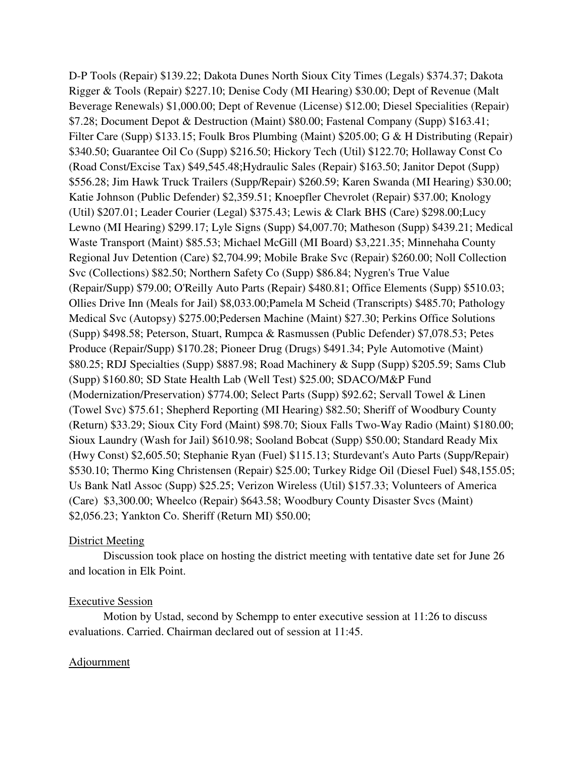D-P Tools (Repair) $139.22; Dakota Dunes North Sioux City Times (Legals) $374.37; Dakota Rigger & Tools (Repair) $227.10; Denise Cody (MI Hearing) $30.00; Dept of Revenue (Malt Beverage Renewals) $1,000.00; Dept of Revenue (License) $12.00; Diesel Specialities (Repair) $7.28; Document Depot & Destruction (Maint) $80.00; Fastenal Company (Supp) $163.41; Filter Care (Supp) $133.15; Foulk Bros Plumbing (Maint) $205.00; G & H Distributing (Repair) $340.50; Guarantee Oil Co (Supp) $216.50; Hickory Tech (Util) $122.70; Hollaway Const Co (Road Const/Excise Tax) $49,545.48;Hydraulic Sales (Repair) $163.50; Janitor Depot (Supp) $556.28; Jim Hawk Truck Trailers (Supp/Repair) $260.59; Karen Swanda (MI Hearing) $30.00; Katie Johnson (Public Defender) $2,359.51; Knoepfler Chevrolet (Repair) $37.00; Knology (Util) $207.01; Leader Courier (Legal) $375.43; Lewis & Clark BHS (Care) $298.00;Lucy Lewno (MI Hearing) $299.17; Lyle Signs (Supp) $4,007.70; Matheson (Supp) $439.21; Medical Waste Transport (Maint) $85.53; Michael McGill (MI Board) $3,221.35; Minnehaha County Regional Juv Detention (Care) $2,704.99; Mobile Brake Svc (Repair) $260.00; Noll Collection Svc (Collections) $82.50; Northern Safety Co (Supp) $86.84; Nygren's True Value (Repair/Supp) $79.00; O'Reilly Auto Parts (Repair) $480.81; Office Elements (Supp) $510.03; Ollies Drive Inn (Meals for Jail) $8,033.00;Pamela M Scheid (Transcripts) $485.70; Pathology Medical Svc (Autopsy) $275.00;Pedersen Machine (Maint) $27.30; Perkins Office Solutions (Supp) $498.58; Peterson, Stuart, Rumpca & Rasmussen (Public Defender) $7,078.53; Petes Produce (Repair/Supp) $170.28; Pioneer Drug (Drugs) $491.34; Pyle Automotive (Maint) $80.25; RDJ Specialties (Supp) $887.98; Road Machinery & Supp (Supp) $205.59; Sams Club (Supp) $160.80; SD State Health Lab (Well Test) $25.00; SDACO/M&P Fund (Modernization/Preservation) $774.00; Select Parts (Supp) $92.62; Servall Towel & Linen (Towel Svc) $75.61; Shepherd Reporting (MI Hearing) $82.50; Sheriff of Woodbury County (Return) $33.29; Sioux City Ford (Maint) $98.70; Sioux Falls Two-Way Radio (Maint) $180.00; Sioux Laundry (Wash for Jail) $610.98; Sooland Bobcat (Supp) $50.00; Standard Ready Mix (Hwy Const) $2,605.50; Stephanie Ryan (Fuel) $115.13; Sturdevant's Auto Parts (Supp/Repair) $530.10; Thermo King Christensen (Repair) $25.00; Turkey Ridge Oil (Diesel Fuel) $48,155.05; Us Bank Natl Assoc (Supp) $25.25; Verizon Wireless (Util) $157.33; Volunteers of America (Care) $3,300.00; Wheelco (Repair) $643.58; Woodbury County Disaster Svcs (Maint) $2,056.23; Yankton Co. Sheriff (Return MI) $50.00;

District Meeting

Discussion took place on hosting the district meeting with tentative date set for June 26 and location in Elk Point.

Executive Session

Motion by Ustad, second by Schempp to enter executive session at 11:26 to discuss evaluations. Carried. Chairman declared out of session at 11:45.

Adjournment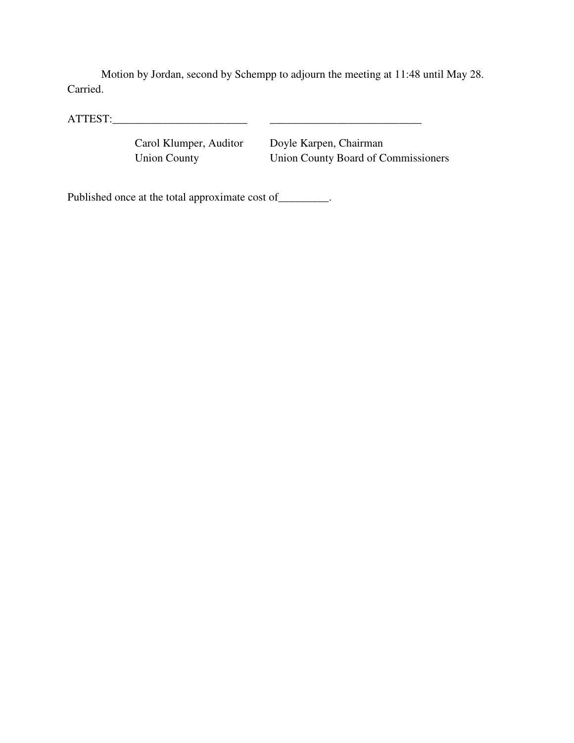Motion by Jordan, second by Schempp to adjourn the meeting at 11:48 until May 28. Carried.

ATTEST:________________________ ___________________________

Carol Klumper, Auditor Doyle Karpen, Chairman
Union County Union County Board of Commissioners

Published once at the total approximate cost of_________.